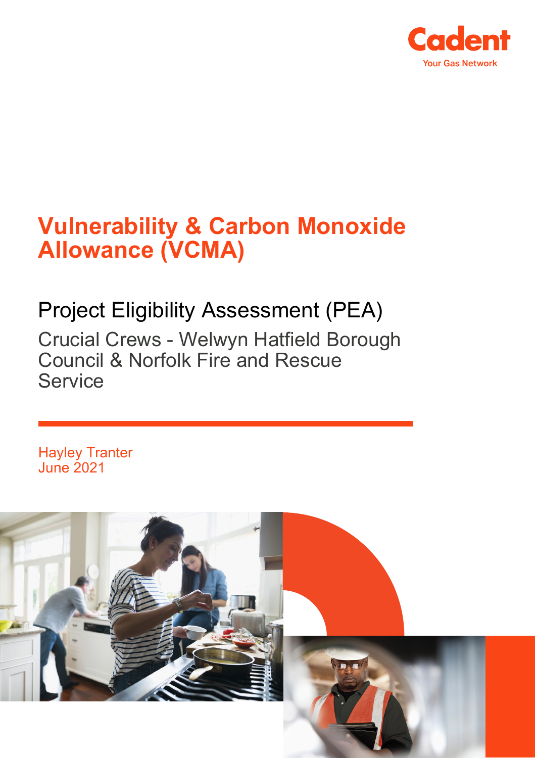Cadent

Your Gas Network

# Vulnerability & Carbon Monoxide Allowance (VCMA)

## Project Eligibility Assessment (PEA)

### Crucial Crews - Welwyn Hatfield Borough Council & Norfolk Fire and Rescue Service

Hayley Tranter
June 2021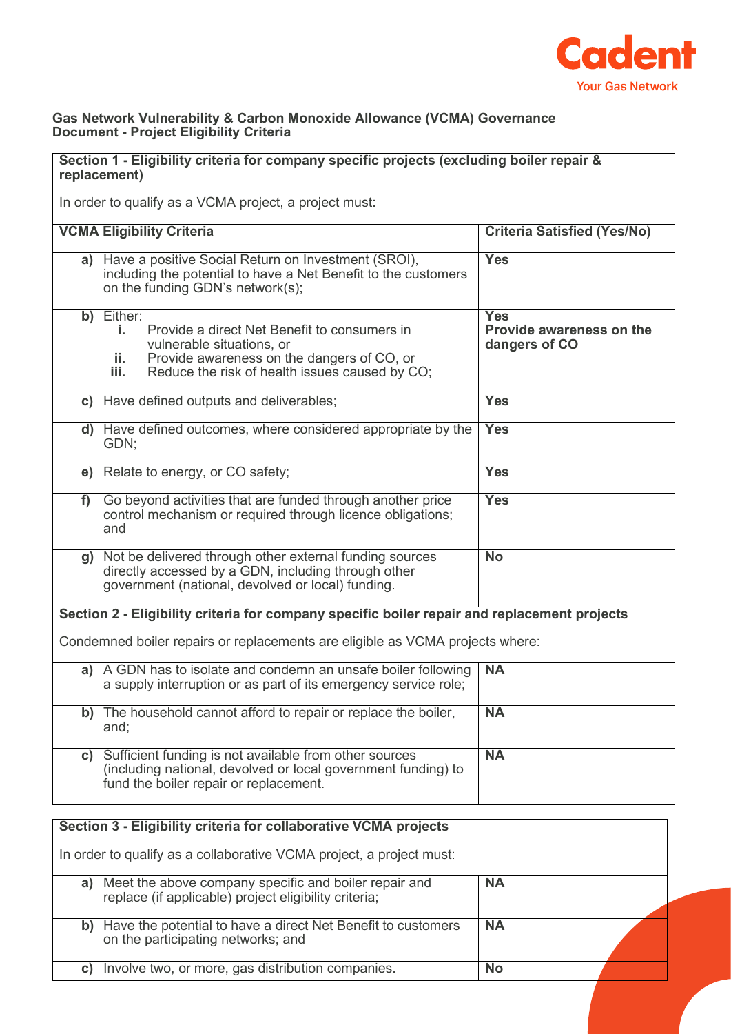**Gas Network Vulnerability & Carbon Monoxide Allowance (VCMA) Governance Document - Project Eligibility Criteria**

| **Section 1 - Eligibility criteria for company specific projects (excluding boiler repair & replacement)**<br><br>In order to qualify as a VCMA project, a project must: | |
|---|---|
| **VCMA Eligibility Criteria** | **Criteria Satisfied (Yes/No)** |
| **a)** Have a positive Social Return on Investment (SROI), including the potential to have a Net Benefit to the customers on the funding GDN's network(s); | **Yes** |
| **b)** Either:<br>**i.** Provide a direct Net Benefit to consumers in vulnerable situations, or<br>**ii.** Provide awareness on the dangers of CO, or<br>**iii.** Reduce the risk of health issues caused by CO; | **Yes**<br>**Provide awareness on the dangers of CO** |
| **c)** Have defined outputs and deliverables; | **Yes** |
| **d)** Have defined outcomes, where considered appropriate by the GDN; | **Yes** |
| **e)** Relate to energy, or CO safety; | **Yes** |
| **f)** Go beyond activities that are funded through another price control mechanism or required through licence obligations; and | **Yes** |
| **g)** Not be delivered through other external funding sources directly accessed by a GDN, including through other government (national, devolved or local) funding. | **No** |
| **Section 2 - Eligibility criteria for company specific boiler repair and replacement projects**<br><br>Condemned boiler repairs or replacements are eligible as VCMA projects where: | |
| **a)** A GDN has to isolate and condemn an unsafe boiler following a supply interruption or as part of its emergency service role; | **NA** |
| **b)** The household cannot afford to repair or replace the boiler, and; | **NA** |
| **c)** Sufficient funding is not available from other sources (including national, devolved or local government funding) to fund the boiler repair or replacement. | **NA** |

| **Section 3 - Eligibility criteria for collaborative VCMA projects**<br><br>In order to qualify as a collaborative VCMA project, a project must: | |
|---|---|
| **a)** Meet the above company specific and boiler repair and replace (if applicable) project eligibility criteria; | **NA** |
| **b)** Have the potential to have a direct Net Benefit to customers on the participating networks; and | **NA** |
| **c)** Involve two, or more, gas distribution companies. | **No** |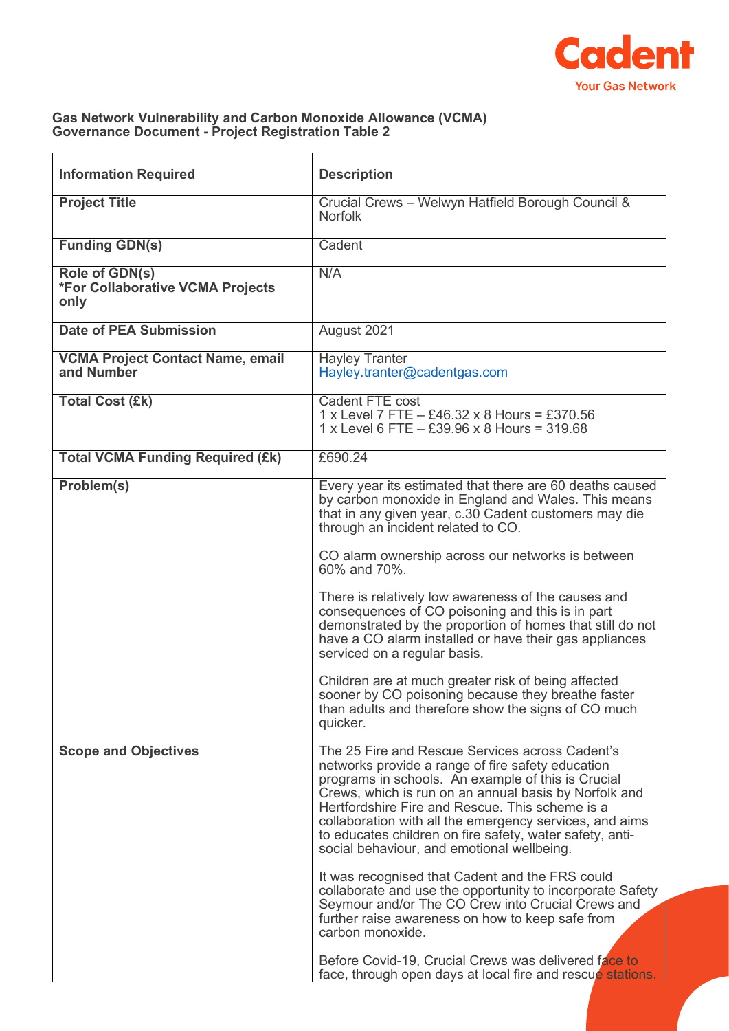**Gas Network Vulnerability and Carbon Monoxide Allowance (VCMA) Governance Document - Project Registration Table 2**

| Information Required | Description |
|---|---|
| **Project Title** | Crucial Crews – Welwyn Hatfield Borough Council & Norfolk |
| **Funding GDN(s)** | Cadent |
| **Role of GDN(s)** <br> **\*For Collaborative VCMA Projects only** | N/A |
| **Date of PEA Submission** | August 2021 |
| **VCMA Project Contact Name, email and Number** | Hayley Tranter <br> Hayley.tranter@cadentgas.com |
| **Total Cost (£k)** | Cadent FTE cost <br> 1 x Level 7 FTE – £46.32 x 8 Hours = £370.56 <br> 1 x Level 6 FTE – £39.96 x 8 Hours = 319.68 |
| **Total VCMA Funding Required (£k)** | £690.24 |
| **Problem(s)** | Every year its estimated that there are 60 deaths caused by carbon monoxide in England and Wales. This means that in any given year, c.30 Cadent customers may die through an incident related to CO. <br><br> CO alarm ownership across our networks is between 60% and 70%. <br><br> There is relatively low awareness of the causes and consequences of CO poisoning and this is in part demonstrated by the proportion of homes that still do not have a CO alarm installed or have their gas appliances serviced on a regular basis. <br><br> Children are at much greater risk of being affected sooner by CO poisoning because they breathe faster than adults and therefore show the signs of CO much quicker. |
| **Scope and Objectives** | The 25 Fire and Rescue Services across Cadent's networks provide a range of fire safety education programs in schools. An example of this is Crucial Crews, which is run on an annual basis by Norfolk and Hertfordshire Fire and Rescue. This scheme is a collaboration with all the emergency services, and aims to educates children on fire safety, water safety, anti-social behaviour, and emotional wellbeing. <br><br> It was recognised that Cadent and the FRS could collaborate and use the opportunity to incorporate Safety Seymour and/or The CO Crew into Crucial Crews and further raise awareness on how to keep safe from carbon monoxide. <br><br> Before Covid-19, Crucial Crews was delivered face to face, through open days at local fire and rescue stations. |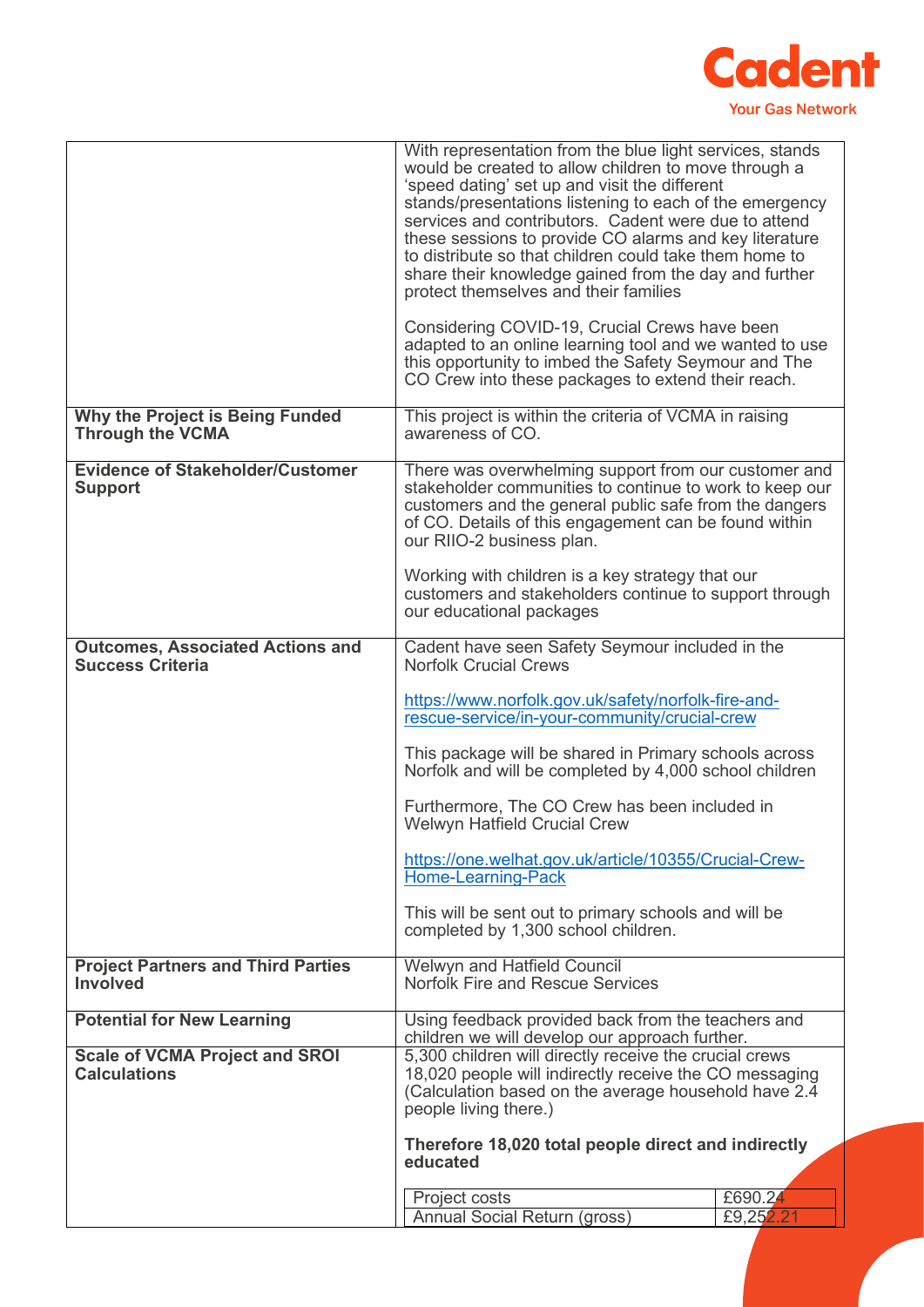| | |
|---|---|
| | With representation from the blue light services, stands would be created to allow children to move through a ‘speed dating’ set up and visit the different stands/presentations listening to each of the emergency services and contributors. Cadent were due to attend these sessions to provide CO alarms and key literature to distribute so that children could take them home to share their knowledge gained from the day and further protect themselves and their families<br><br>Considering COVID-19, Crucial Crews have been adapted to an online learning tool and we wanted to use this opportunity to imbed the Safety Seymour and The CO Crew into these packages to extend their reach. |
| **Why the Project is Being Funded Through the VCMA** | This project is within the criteria of VCMA in raising awareness of CO. |
| **Evidence of Stakeholder/Customer Support** | There was overwhelming support from our customer and stakeholder communities to continue to work to keep our customers and the general public safe from the dangers of CO. Details of this engagement can be found within our RIIO-2 business plan.<br><br>Working with children is a key strategy that our customers and stakeholders continue to support through our educational packages |
| **Outcomes, Associated Actions and Success Criteria** | Cadent have seen Safety Seymour included in the Norfolk Crucial Crews<br><br>https://www.norfolk.gov.uk/safety/norfolk-fire-and-rescue-service/in-your-community/crucial-crew<br><br>This package will be shared in Primary schools across Norfolk and will be completed by 4,000 school children<br><br>Furthermore, The CO Crew has been included in Welwyn Hatfield Crucial Crew<br><br>https://one.welhat.gov.uk/article/10355/Crucial-Crew-Home-Learning-Pack<br><br>This will be sent out to primary schools and will be completed by 1,300 school children. |
| **Project Partners and Third Parties Involved** | Welwyn and Hatfield Council<br>Norfolk Fire and Rescue Services |
| **Potential for New Learning** | Using feedback provided back from the teachers and children we will develop our approach further. |
| **Scale of VCMA Project and SROI Calculations** | 5,300 children will directly receive the crucial crews<br>18,020 people will indirectly receive the CO messaging (Calculation based on the average household have 2.4 people living there.)<br><br>**Therefore 18,020 total people direct and indirectly educated**<br><br>Project costs: £690.24<br>Annual Social Return (gross): £9,252.21 |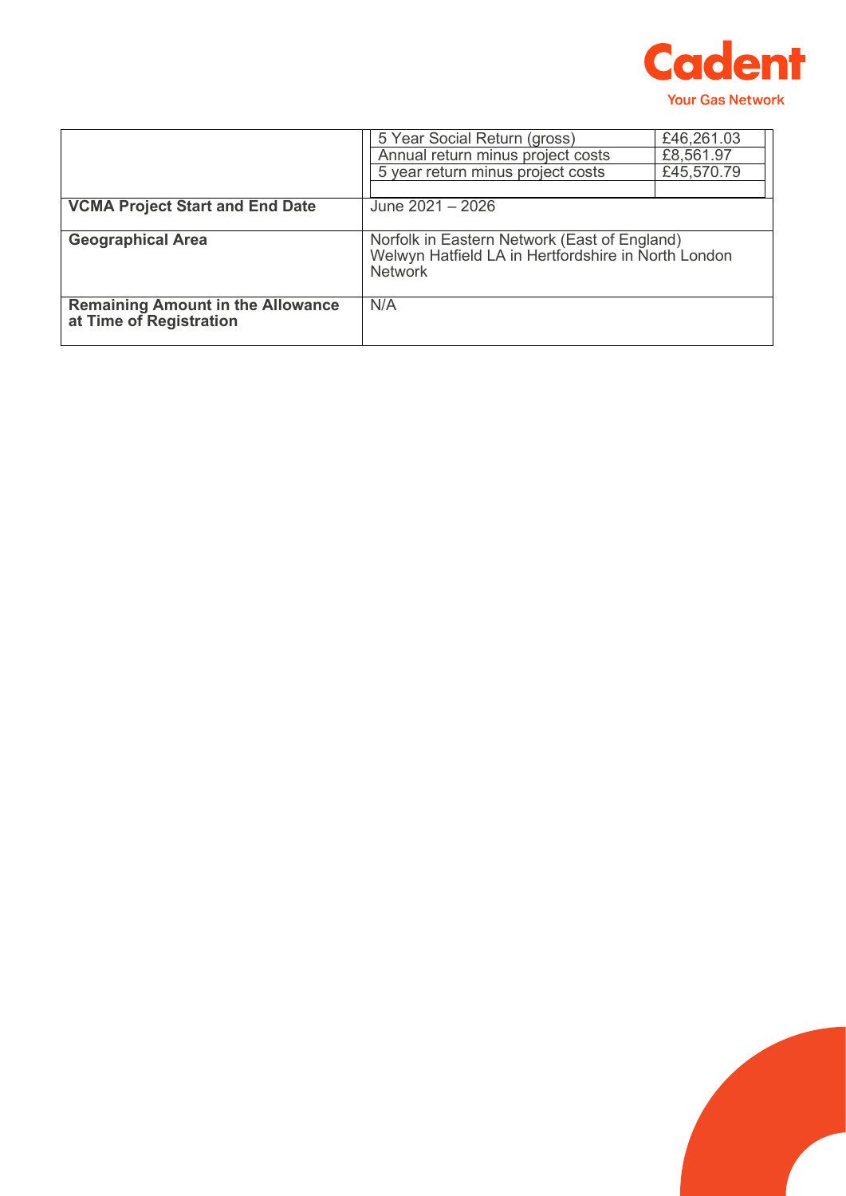| | | |
|---|---|---|
| | 5 Year Social Return (gross) | £46,261.03 |
| | Annual return minus project costs | £8,561.97 |
| | 5 year return minus project costs | £45,570.79 |
| | | |
| **VCMA Project Start and End Date** | June 2021 – 2026 | |
| **Geographical Area** | Norfolk in Eastern Network (East of England)<br>Welwyn Hatfield LA in Hertfordshire in North London Network | |
| **Remaining Amount in the Allowance at Time of Registration** | N/A | |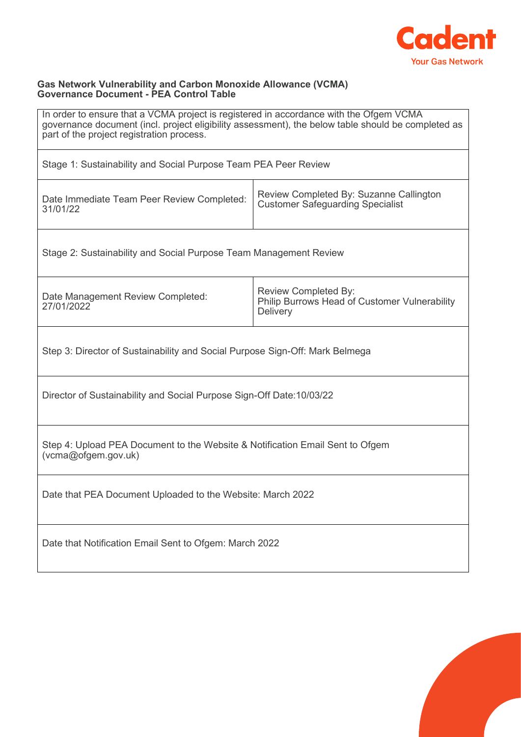**Gas Network Vulnerability and Carbon Monoxide Allowance (VCMA) Governance Document - PEA Control Table**

| | |
|---|---|
| In order to ensure that a VCMA project is registered in accordance with the Ofgem VCMA governance document (incl. project eligibility assessment), the below table should be completed as part of the project registration process. | |
| Stage 1: Sustainability and Social Purpose Team PEA Peer Review | |
| Date Immediate Team Peer Review Completed: 31/01/22 | Review Completed By: Suzanne Callington Customer Safeguarding Specialist |
| Stage 2: Sustainability and Social Purpose Team Management Review | |
| Date Management Review Completed: 27/01/2022 | Review Completed By: Philip Burrows Head of Customer Vulnerability Delivery |
| Step 3: Director of Sustainability and Social Purpose Sign-Off: Mark Belmega | |
| Director of Sustainability and Social Purpose Sign-Off Date:10/03/22 | |
| Step 4: Upload PEA Document to the Website & Notification Email Sent to Ofgem (vcma@ofgem.gov.uk) | |
| Date that PEA Document Uploaded to the Website: March 2022 | |
| Date that Notification Email Sent to Ofgem: March 2022 | |